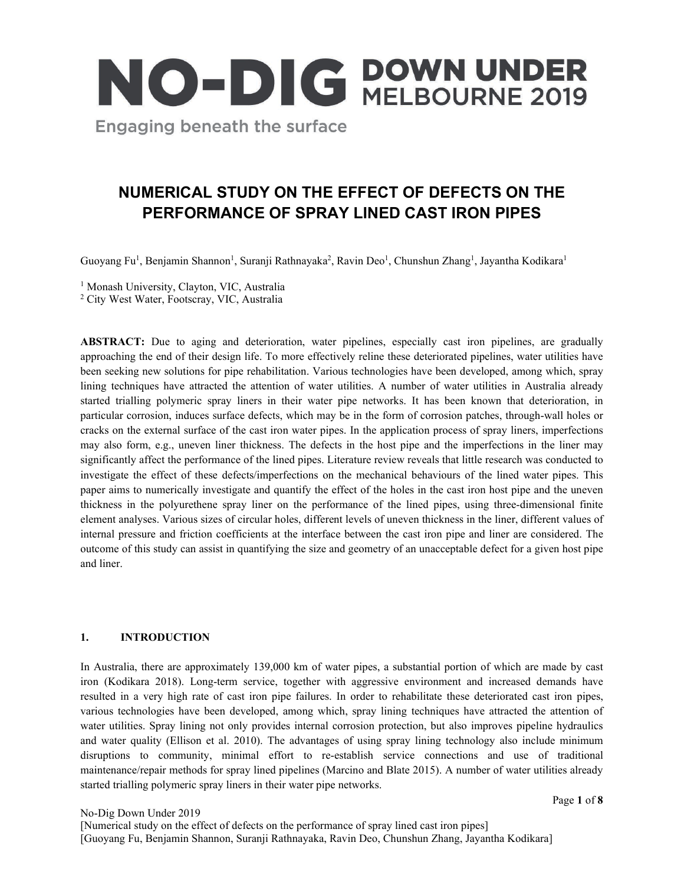# NUMERICAL STUDY ON THE EFFECT OF DEFECTS ON THE PERFORMANCE OF SPRAY LINED CAST IRON PIPES

Guoyang Fu[1], Benjamin Shannon[1], Suranji Rathnayaka[2], Ravin Deo[1], Chunshun Zhang[1], Jayantha Kodikara[1]

[1] Monash University, Clayton, VIC, Australia
[2] City West Water, Footscray, VIC, Australia

**ABSTRACT:** Due to aging and deterioration, water pipelines, especially cast iron pipelines, are gradually approaching the end of their design life. To more effectively reline these deteriorated pipelines, water utilities have been seeking new solutions for pipe rehabilitation. Various technologies have been developed, among which, spray lining techniques have attracted the attention of water utilities. A number of water utilities in Australia already started trialling polymeric spray liners in their water pipe networks. It has been known that deterioration, in particular corrosion, induces surface defects, which may be in the form of corrosion patches, through-wall holes or cracks on the external surface of the cast iron water pipes. In the application process of spray liners, imperfections may also form, e.g., uneven liner thickness. The defects in the host pipe and the imperfections in the liner may significantly affect the performance of the lined pipes. Literature review reveals that little research was conducted to investigate the effect of these defects/imperfections on the mechanical behaviours of the lined water pipes. This paper aims to numerically investigate and quantify the effect of the holes in the cast iron host pipe and the uneven thickness in the polyurethene spray liner on the performance of the lined pipes, using three-dimensional finite element analyses. Various sizes of circular holes, different levels of uneven thickness in the liner, different values of internal pressure and friction coefficients at the interface between the cast iron pipe and liner are considered. The outcome of this study can assist in quantifying the size and geometry of an unacceptable defect for a given host pipe and liner.

## 1. INTRODUCTION

In Australia, there are approximately 139,000 km of water pipes, a substantial portion of which are made by cast iron (Kodikara 2018). Long-term service, together with aggressive environment and increased demands have resulted in a very high rate of cast iron pipe failures. In order to rehabilitate these deteriorated cast iron pipes, various technologies have been developed, among which, spray lining techniques have attracted the attention of water utilities. Spray lining not only provides internal corrosion protection, but also improves pipeline hydraulics and water quality (Ellison et al. 2010). The advantages of using spray lining technology also include minimum disruptions to community, minimal effort to re-establish service connections and use of traditional maintenance/repair methods for spray lined pipelines (Marcino and Blate 2015). A number of water utilities already started trialling polymeric spray liners in their water pipe networks.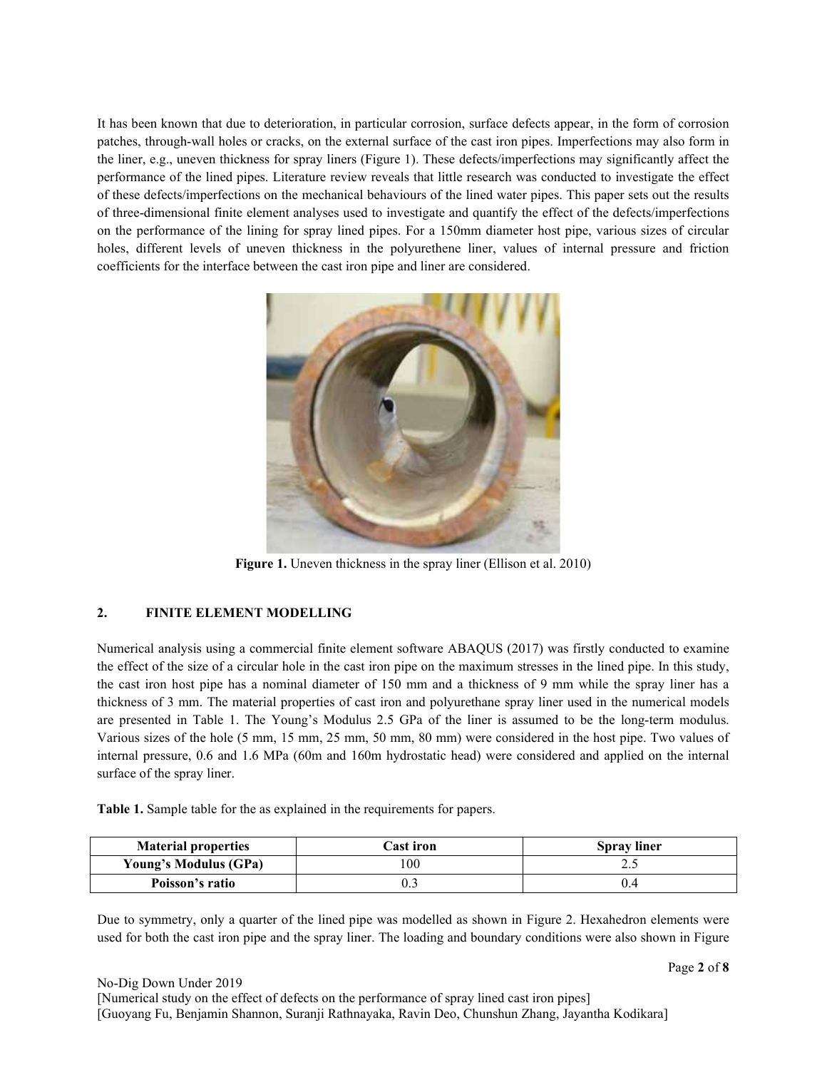It has been known that due to deterioration, in particular corrosion, surface defects appear, in the form of corrosion patches, through-wall holes or cracks, on the external surface of the cast iron pipes. Imperfections may also form in the liner, e.g., uneven thickness for spray liners (Figure 1). These defects/imperfections may significantly affect the performance of the lined pipes. Literature review reveals that little research was conducted to investigate the effect of these defects/imperfections on the mechanical behaviours of the lined water pipes. This paper sets out the results of three-dimensional finite element analyses used to investigate and quantify the effect of the defects/imperfections on the performance of the lining for spray lined pipes. For a 150mm diameter host pipe, various sizes of circular holes, different levels of uneven thickness in the polyurethene liner, values of internal pressure and friction coefficients for the interface between the cast iron pipe and liner are considered.

**Figure 1.** Uneven thickness in the spray liner (Ellison et al. 2010)

## 2. FINITE ELEMENT MODELLING

Numerical analysis using a commercial finite element software ABAQUS (2017) was firstly conducted to examine the effect of the size of a circular hole in the cast iron pipe on the maximum stresses in the lined pipe. In this study, the cast iron host pipe has a nominal diameter of 150 mm and a thickness of 9 mm while the spray liner has a thickness of 3 mm. The material properties of cast iron and polyurethane spray liner used in the numerical models are presented in Table 1. The Young's Modulus 2.5 GPa of the liner is assumed to be the long-term modulus. Various sizes of the hole (5 mm, 15 mm, 25 mm, 50 mm, 80 mm) were considered in the host pipe. Two values of internal pressure, 0.6 and 1.6 MPa (60m and 160m hydrostatic head) were considered and applied on the internal surface of the spray liner.

**Table 1.** Sample table for the as explained in the requirements for papers.

| Material properties | Cast iron | Spray liner |
|---|---|---|
| Young's Modulus (GPa) | 100 | 2.5 |
| Poisson's ratio | 0.3 | 0.4 |

Due to symmetry, only a quarter of the lined pipe was modelled as shown in Figure 2. Hexahedron elements were used for both the cast iron pipe and the spray liner. The loading and boundary conditions were also shown in Figure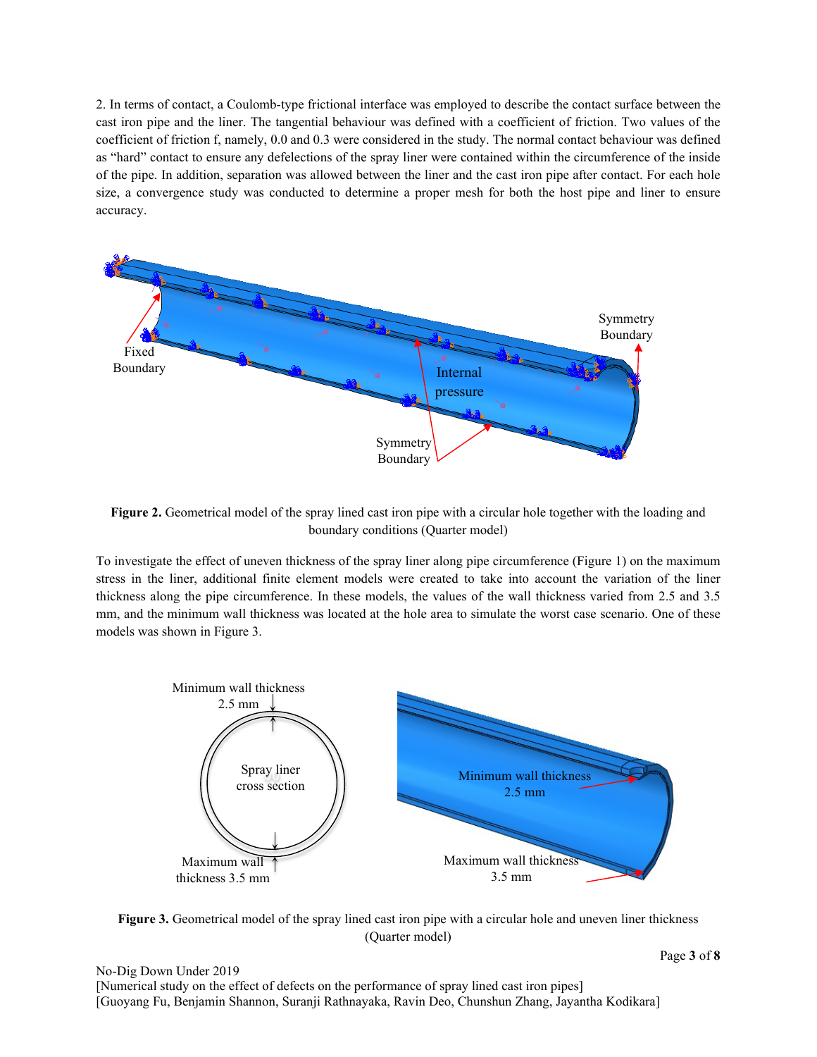2. In terms of contact, a Coulomb-type frictional interface was employed to describe the contact surface between the cast iron pipe and the liner. The tangential behaviour was defined with a coefficient of friction. Two values of the coefficient of friction f, namely, 0.0 and 0.3 were considered in the study. The normal contact behaviour was defined as "hard" contact to ensure any defelections of the spray liner were contained within the circumference of the inside of the pipe. In addition, separation was allowed between the liner and the cast iron pipe after contact. For each hole size, a convergence study was conducted to determine a proper mesh for both the host pipe and liner to ensure accuracy.

**Figure 2.** Geometrical model of the spray lined cast iron pipe with a circular hole together with the loading and boundary conditions (Quarter model)

To investigate the effect of uneven thickness of the spray liner along pipe circumference (Figure 1) on the maximum stress in the liner, additional finite element models were created to take into account the variation of the liner thickness along the pipe circumference. In these models, the values of the wall thickness varied from 2.5 and 3.5 mm, and the minimum wall thickness was located at the hole area to simulate the worst case scenario. One of these models was shown in Figure 3.

**Figure 3.** Geometrical model of the spray lined cast iron pipe with a circular hole and uneven liner thickness (Quarter model)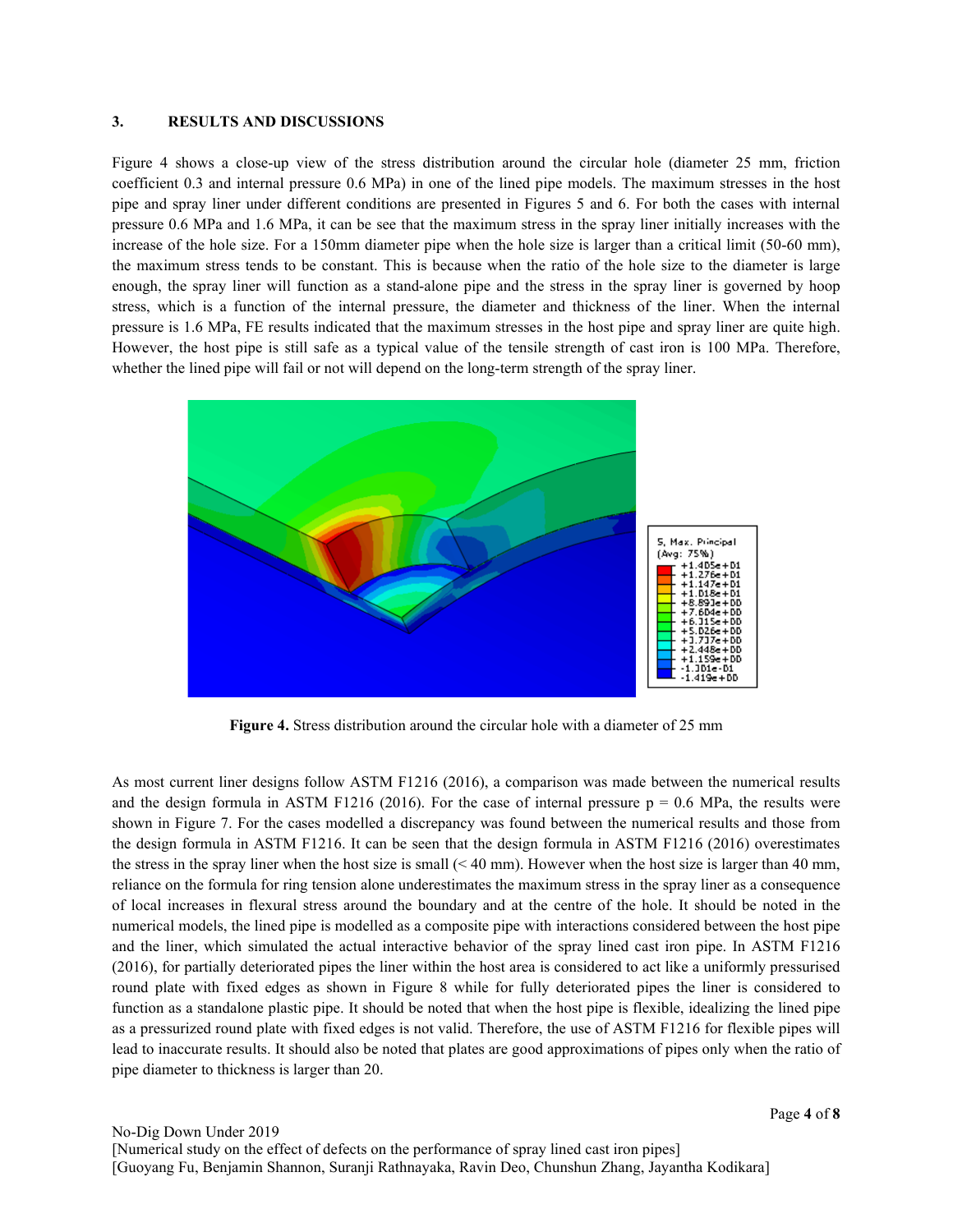## 3. RESULTS AND DISCUSSIONS

Figure 4 shows a close-up view of the stress distribution around the circular hole (diameter 25 mm, friction coefficient 0.3 and internal pressure 0.6 MPa) in one of the lined pipe models. The maximum stresses in the host pipe and spray liner under different conditions are presented in Figures 5 and 6. For both the cases with internal pressure 0.6 MPa and 1.6 MPa, it can be see that the maximum stress in the spray liner initially increases with the increase of the hole size. For a 150mm diameter pipe when the hole size is larger than a critical limit (50-60 mm), the maximum stress tends to be constant. This is because when the ratio of the hole size to the diameter is large enough, the spray liner will function as a stand-alone pipe and the stress in the spray liner is governed by hoop stress, which is a function of the internal pressure, the diameter and thickness of the liner. When the internal pressure is 1.6 MPa, FE results indicated that the maximum stresses in the host pipe and spray liner are quite high. However, the host pipe is still safe as a typical value of the tensile strength of cast iron is 100 MPa. Therefore, whether the lined pipe will fail or not will depend on the long-term strength of the spray liner.

**Figure 4.** Stress distribution around the circular hole with a diameter of 25 mm

As most current liner designs follow ASTM F1216 (2016), a comparison was made between the numerical results and the design formula in ASTM F1216 (2016). For the case of internal pressure p = 0.6 MPa, the results were shown in Figure 7. For the cases modelled a discrepancy was found between the numerical results and those from the design formula in ASTM F1216. It can be seen that the design formula in ASTM F1216 (2016) overestimates the stress in the spray liner when the host size is small (< 40 mm). However when the host size is larger than 40 mm, reliance on the formula for ring tension alone underestimates the maximum stress in the spray liner as a consequence of local increases in flexural stress around the boundary and at the centre of the hole. It should be noted in the numerical models, the lined pipe is modelled as a composite pipe with interactions considered between the host pipe and the liner, which simulated the actual interactive behavior of the spray lined cast iron pipe. In ASTM F1216 (2016), for partially deteriorated pipes the liner within the host area is considered to act like a uniformly pressurised round plate with fixed edges as shown in Figure 8 while for fully deteriorated pipes the liner is considered to function as a standalone plastic pipe. It should be noted that when the host pipe is flexible, idealizing the lined pipe as a pressurized round plate with fixed edges is not valid. Therefore, the use of ASTM F1216 for flexible pipes will lead to inaccurate results. It should also be noted that plates are good approximations of pipes only when the ratio of pipe diameter to thickness is larger than 20.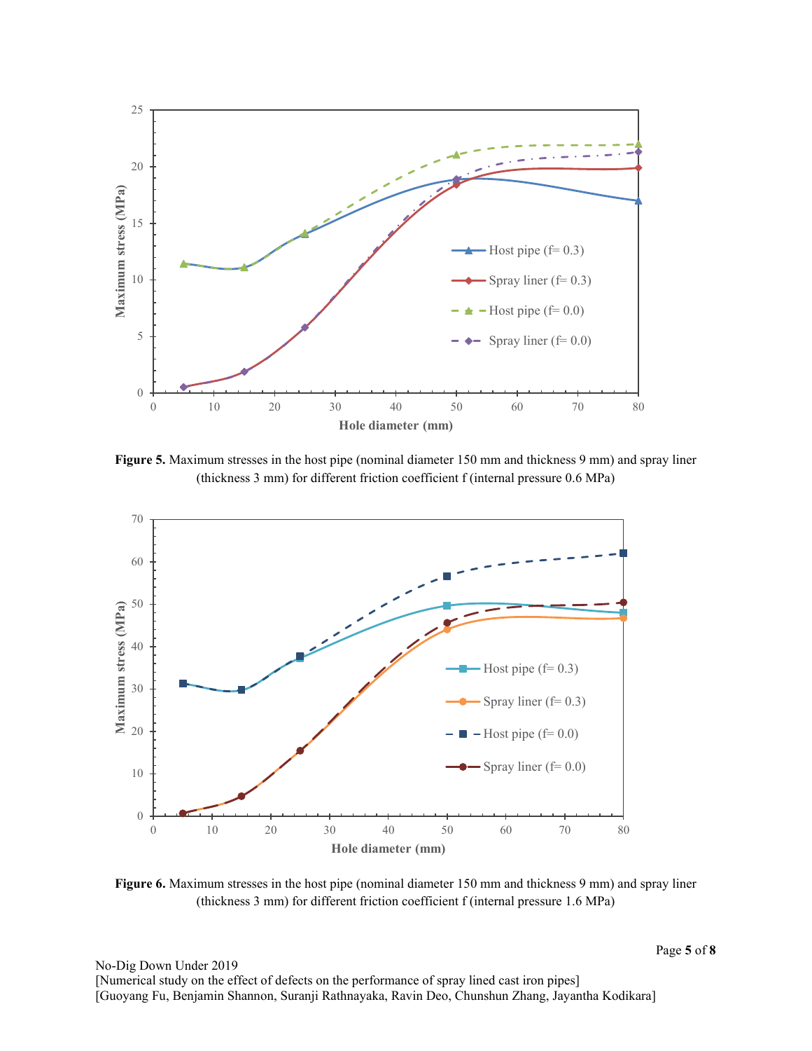**Figure 5.** Maximum stresses in the host pipe (nominal diameter 150 mm and thickness 9 mm) and spray liner (thickness 3 mm) for different friction coefficient f (internal pressure 0.6 MPa)

**Figure 6.** Maximum stresses in the host pipe (nominal diameter 150 mm and thickness 9 mm) and spray liner (thickness 3 mm) for different friction coefficient f (internal pressure 1.6 MPa)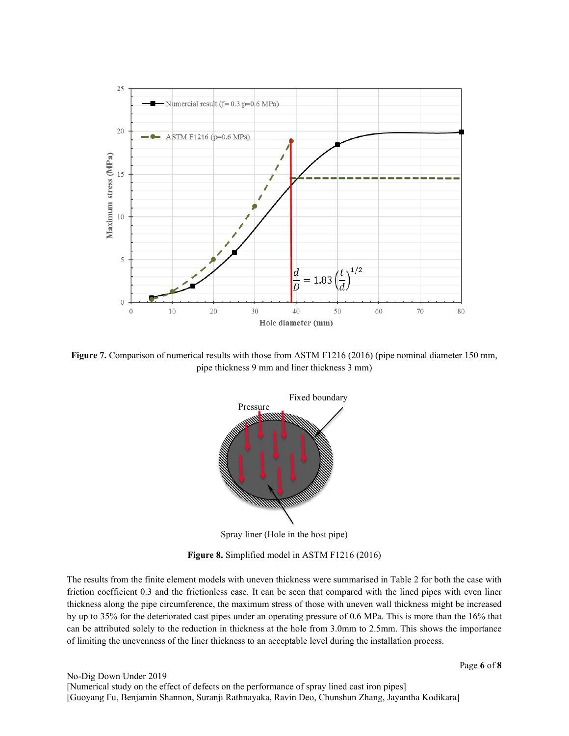Figure 7. Comparison of numerical results with those from ASTM F1216 (2016) (pipe nominal diameter 150 mm, pipe thickness 9 mm and liner thickness 3 mm)

Figure 8. Simplified model in ASTM F1216 (2016)

The results from the finite element models with uneven thickness were summarised in Table 2 for both the case with friction coefficient 0.3 and the frictionless case. It can be seen that compared with the lined pipes with even liner thickness along the pipe circumference, the maximum stress of those with uneven wall thickness might be increased by up to 35% for the deteriorated cast pipes under an operating pressure of 0.6 MPa. This is more than the 16% that can be attributed solely to the reduction in thickness at the hole from 3.0mm to 2.5mm. This shows the importance of limiting the unevenness of the liner thickness to an acceptable level during the installation process.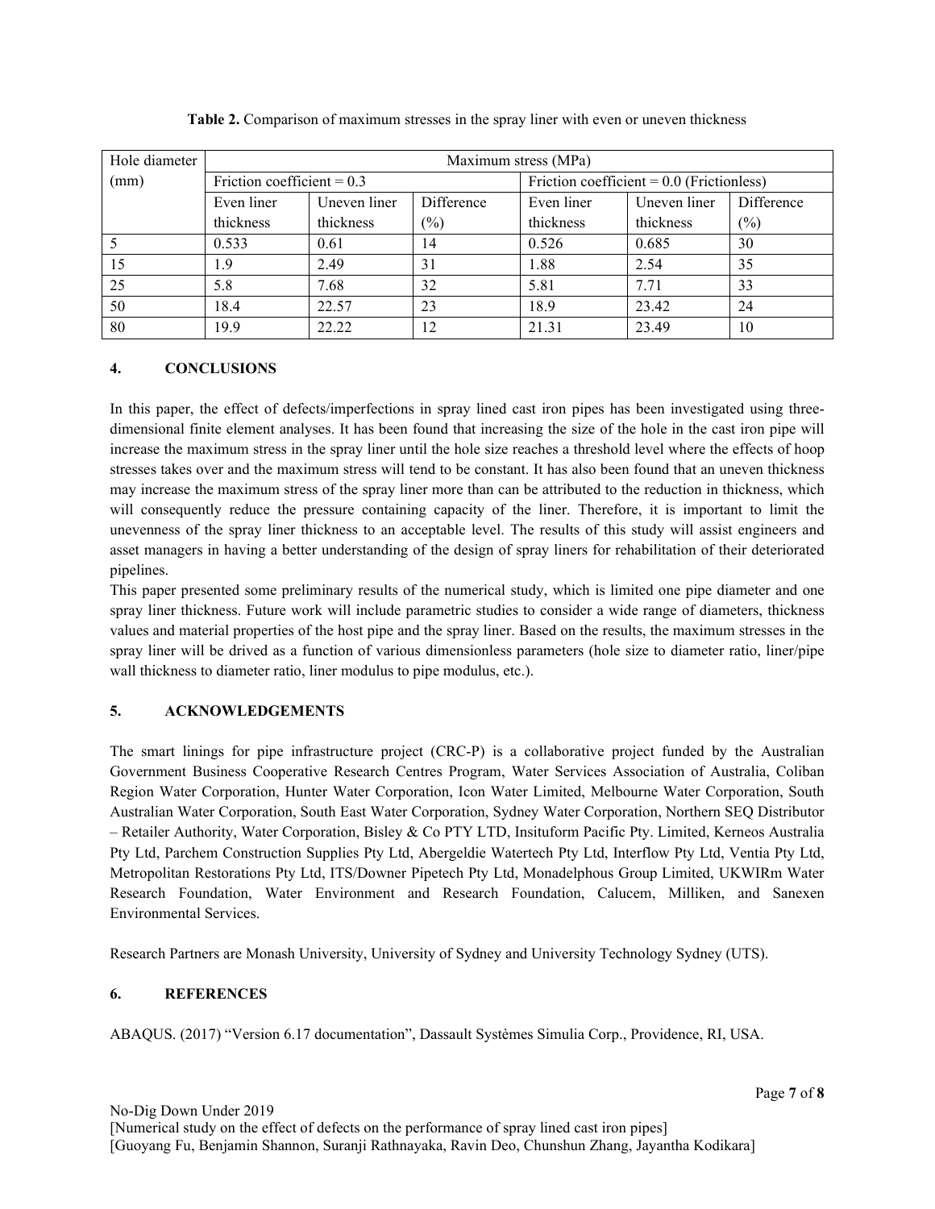**Table 2.** Comparison of maximum stresses in the spray liner with even or uneven thickness

| Hole diameter (mm) | Maximum stress (MPa) | | | | | |
|---|---|---|---|---|---|---|
| | Friction coefficient = 0.3 | | | Friction coefficient = 0.0 (Frictionless) | | |
| | Even liner thickness | Uneven liner thickness | Difference (%) | Even liner thickness | Uneven liner thickness | Difference (%) |
| 5 | 0.533 | 0.61 | 14 | 0.526 | 0.685 | 30 |
| 15 | 1.9 | 2.49 | 31 | 1.88 | 2.54 | 35 |
| 25 | 5.8 | 7.68 | 32 | 5.81 | 7.71 | 33 |
| 50 | 18.4 | 22.57 | 23 | 18.9 | 23.42 | 24 |
| 80 | 19.9 | 22.22 | 12 | 21.31 | 23.49 | 10 |

## 4. CONCLUSIONS

In this paper, the effect of defects/imperfections in spray lined cast iron pipes has been investigated using three-dimensional finite element analyses. It has been found that increasing the size of the hole in the cast iron pipe will increase the maximum stress in the spray liner until the hole size reaches a threshold level where the effects of hoop stresses takes over and the maximum stress will tend to be constant. It has also been found that an uneven thickness may increase the maximum stress of the spray liner more than can be attributed to the reduction in thickness, which will consequently reduce the pressure containing capacity of the liner. Therefore, it is important to limit the unevenness of the spray liner thickness to an acceptable level. The results of this study will assist engineers and asset managers in having a better understanding of the design of spray liners for rehabilitation of their deteriorated pipelines.

This paper presented some preliminary results of the numerical study, which is limited one pipe diameter and one spray liner thickness. Future work will include parametric studies to consider a wide range of diameters, thickness values and material properties of the host pipe and the spray liner. Based on the results, the maximum stresses in the spray liner will be drived as a function of various dimensionless parameters (hole size to diameter ratio, liner/pipe wall thickness to diameter ratio, liner modulus to pipe modulus, etc.).

## 5. ACKNOWLEDGEMENTS

The smart linings for pipe infrastructure project (CRC-P) is a collaborative project funded by the Australian Government Business Cooperative Research Centres Program, Water Services Association of Australia, Coliban Region Water Corporation, Hunter Water Corporation, Icon Water Limited, Melbourne Water Corporation, South Australian Water Corporation, South East Water Corporation, Sydney Water Corporation, Northern SEQ Distributor – Retailer Authority, Water Corporation, Bisley & Co PTY LTD, Insituform Pacific Pty. Limited, Kerneos Australia Pty Ltd, Parchem Construction Supplies Pty Ltd, Abergeldie Watertech Pty Ltd, Interflow Pty Ltd, Ventia Pty Ltd, Metropolitan Restorations Pty Ltd, ITS/Downer Pipetech Pty Ltd, Monadelphous Group Limited, UKWIRm Water Research Foundation, Water Environment and Research Foundation, Calucem, Milliken, and Sanexen Environmental Services.

Research Partners are Monash University, University of Sydney and University Technology Sydney (UTS).

## 6. REFERENCES

ABAQUS. (2017) "Version 6.17 documentation", Dassault Systèmes Simulia Corp., Providence, RI, USA.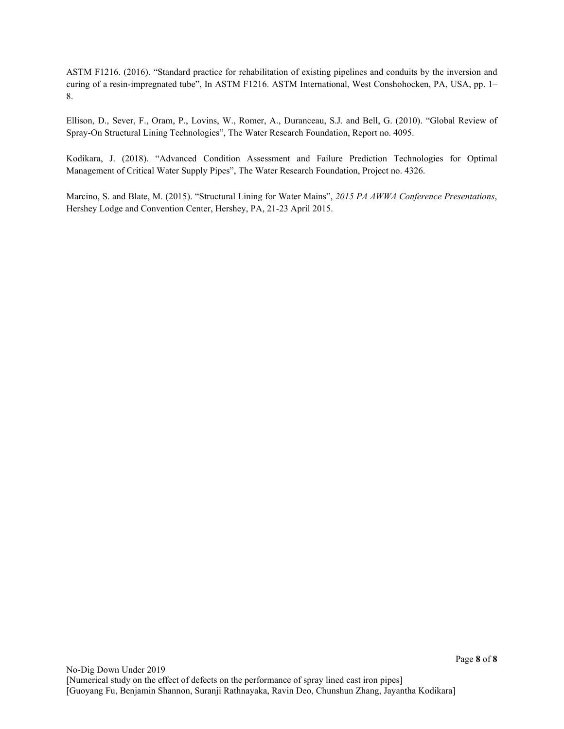ASTM F1216. (2016). “Standard practice for rehabilitation of existing pipelines and conduits by the inversion and curing of a resin-impregnated tube”, In ASTM F1216. ASTM International, West Conshohocken, PA, USA, pp. 1–8.

Ellison, D., Sever, F., Oram, P., Lovins, W., Romer, A., Duranceau, S.J. and Bell, G. (2010). “Global Review of Spray-On Structural Lining Technologies”, The Water Research Foundation, Report no. 4095.

Kodikara, J. (2018). “Advanced Condition Assessment and Failure Prediction Technologies for Optimal Management of Critical Water Supply Pipes”, The Water Research Foundation, Project no. 4326.

Marcino, S. and Blate, M. (2015). “Structural Lining for Water Mains”, *2015 PA AWWA Conference Presentations*, Hershey Lodge and Convention Center, Hershey, PA, 21-23 April 2015.